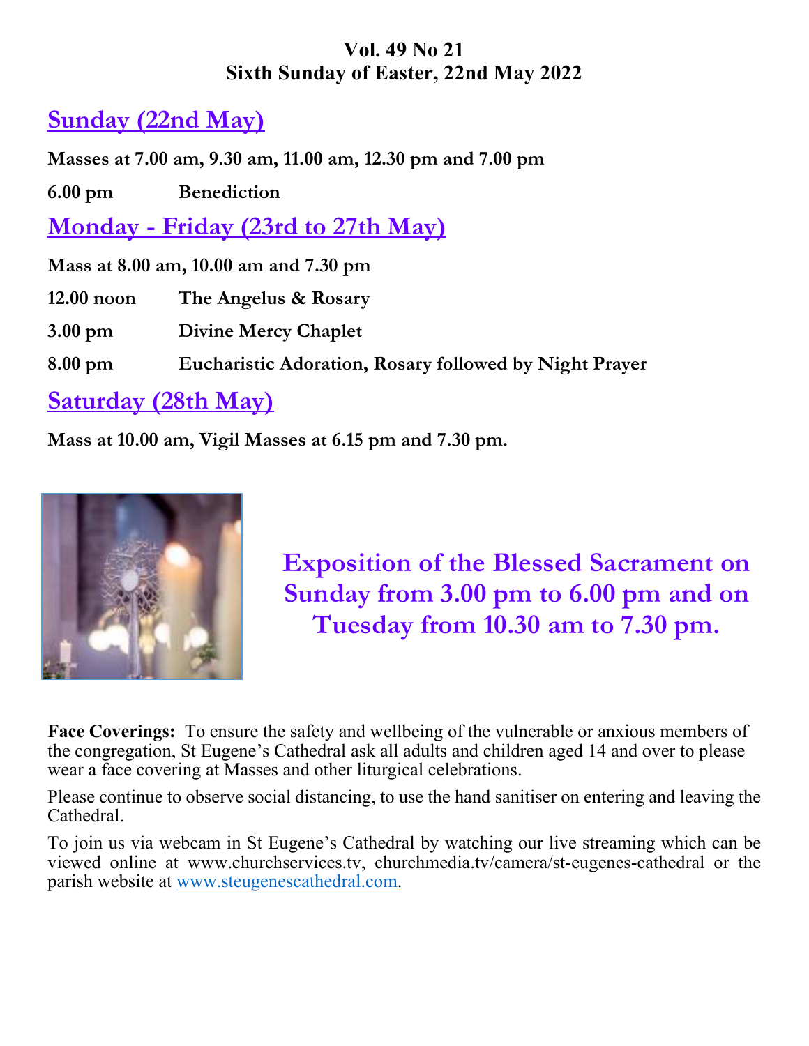**Vol. 49 No 21**
**Sixth Sunday of Easter, 22nd May 2022**

## Sunday (22nd May)

**Masses at 7.00 am, 9.30 am, 11.00 am, 12.30 pm and 7.00 pm**

**6.00 pm Benediction**

## Monday - Friday (23rd to 27th May)

**Mass at 8.00 am, 10.00 am and 7.30 pm**

**12.00 noon The Angelus & Rosary**

**3.00 pm Divine Mercy Chaplet**

**8.00 pm Eucharistic Adoration, Rosary followed by Night Prayer**

## Saturday (28th May)

**Mass at 10.00 am, Vigil Masses at 6.15 pm and 7.30 pm.**

**Exposition of the Blessed Sacrament on Sunday from 3.00 pm to 6.00 pm and on Tuesday from 10.30 am to 7.30 pm.**

**Face Coverings:** To ensure the safety and wellbeing of the vulnerable or anxious members of the congregation, St Eugene's Cathedral ask all adults and children aged 14 and over to please wear a face covering at Masses and other liturgical celebrations.

Please continue to observe social distancing, to use the hand sanitiser on entering and leaving the Cathedral.

To join us via webcam in St Eugene's Cathedral by watching our live streaming which can be viewed online at www.churchservices.tv, churchmedia.tv/camera/st-eugenes-cathedral or the parish website at www.steugenescathedral.com.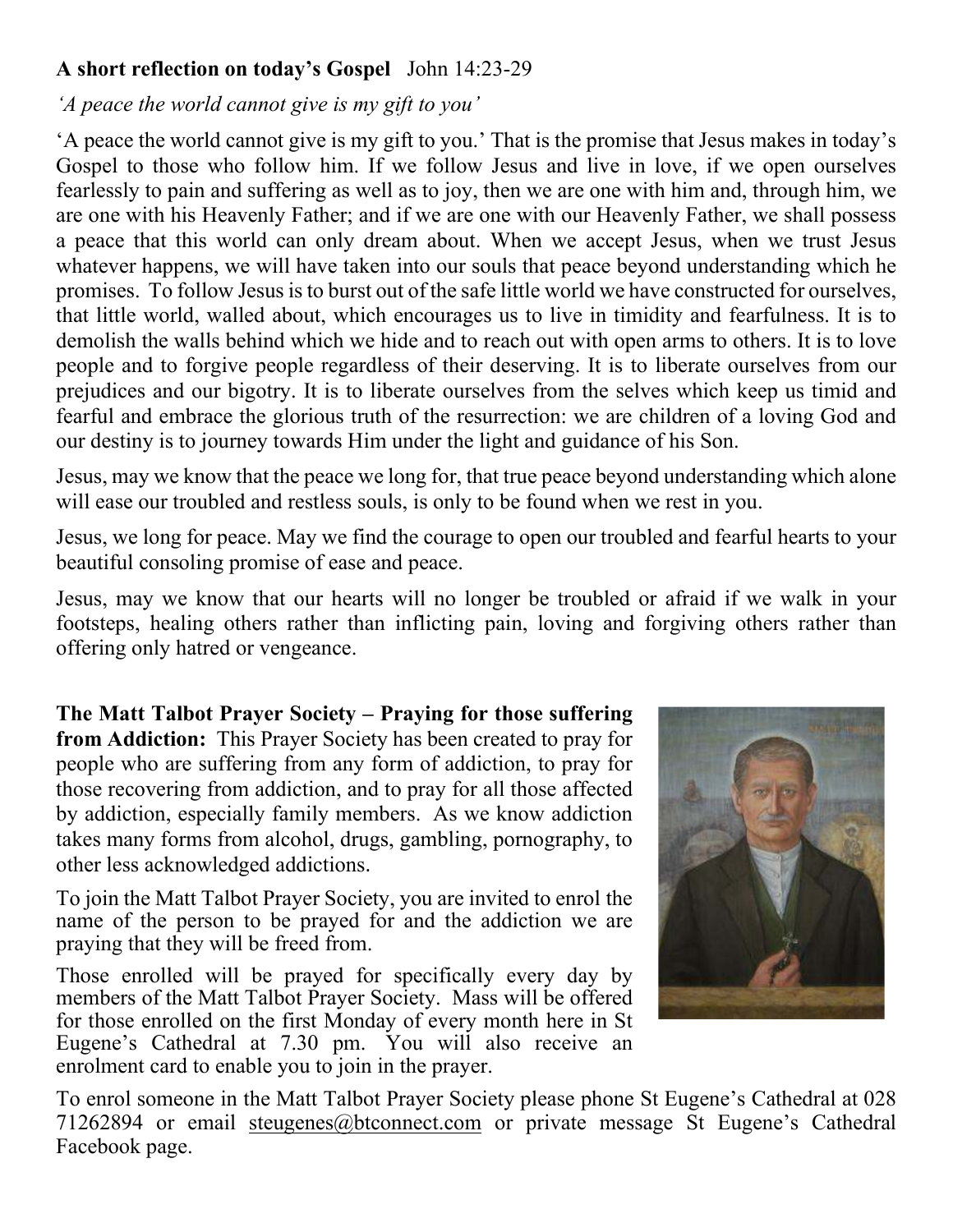**A short reflection on today's Gospel** John 14:23-29

*'A peace the world cannot give is my gift to you'*

'A peace the world cannot give is my gift to you.' That is the promise that Jesus makes in today's Gospel to those who follow him. If we follow Jesus and live in love, if we open ourselves fearlessly to pain and suffering as well as to joy, then we are one with him and, through him, we are one with his Heavenly Father; and if we are one with our Heavenly Father, we shall possess a peace that this world can only dream about. When we accept Jesus, when we trust Jesus whatever happens, we will have taken into our souls that peace beyond understanding which he promises. To follow Jesus is to burst out of the safe little world we have constructed for ourselves, that little world, walled about, which encourages us to live in timidity and fearfulness. It is to demolish the walls behind which we hide and to reach out with open arms to others. It is to love people and to forgive people regardless of their deserving. It is to liberate ourselves from our prejudices and our bigotry. It is to liberate ourselves from the selves which keep us timid and fearful and embrace the glorious truth of the resurrection: we are children of a loving God and our destiny is to journey towards Him under the light and guidance of his Son.

Jesus, may we know that the peace we long for, that true peace beyond understanding which alone will ease our troubled and restless souls, is only to be found when we rest in you.

Jesus, we long for peace. May we find the courage to open our troubled and fearful hearts to your beautiful consoling promise of ease and peace.

Jesus, may we know that our hearts will no longer be troubled or afraid if we walk in your footsteps, healing others rather than inflicting pain, loving and forgiving others rather than offering only hatred or vengeance.

**The Matt Talbot Prayer Society – Praying for those suffering from Addiction:** This Prayer Society has been created to pray for people who are suffering from any form of addiction, to pray for those recovering from addiction, and to pray for all those affected by addiction, especially family members. As we know addiction takes many forms from alcohol, drugs, gambling, pornography, to other less acknowledged addictions.

To join the Matt Talbot Prayer Society, you are invited to enrol the name of the person to be prayed for and the addiction we are praying that they will be freed from.

Those enrolled will be prayed for specifically every day by members of the Matt Talbot Prayer Society. Mass will be offered for those enrolled on the first Monday of every month here in St Eugene's Cathedral at 7.30 pm. You will also receive an enrolment card to enable you to join in the prayer.

To enrol someone in the Matt Talbot Prayer Society please phone St Eugene's Cathedral at 028 71262894 or email steugenes@btconnect.com or private message St Eugene's Cathedral Facebook page.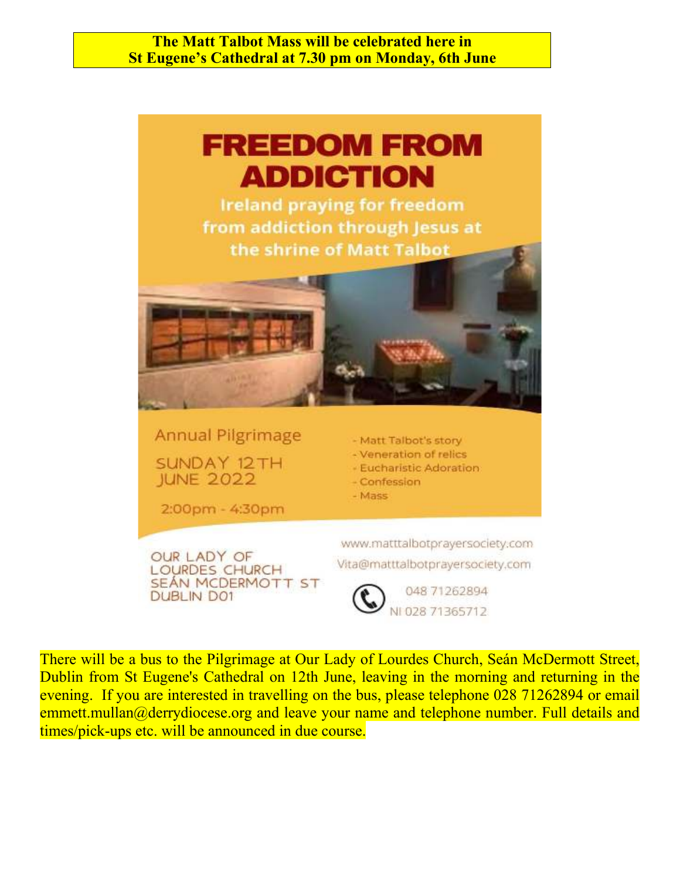**The Matt Talbot Mass will be celebrated here in St Eugene's Cathedral at 7.30 pm on Monday, 6th June**

# FREEDOM FROM ADDICTION

**Ireland praying for freedom from addiction through Jesus at the shrine of Matt Talbot**

Annual Pilgrimage

SUNDAY 12TH JUNE 2022

2:00pm - 4:30pm

- Matt Talbot's story
- Veneration of relics
- Eucharistic Adoration
- Confession
- Mass

OUR LADY OF LOURDES CHURCH
SEÁN MCDERMOTT ST
DUBLIN D01

www.matttalbotprayersociety.com

Vita@matttalbotprayersociety.com

048 71262894

NI 028 71365712

There will be a bus to the Pilgrimage at Our Lady of Lourdes Church, Seán McDermott Street, Dublin from St Eugene's Cathedral on 12th June, leaving in the morning and returning in the evening. If you are interested in travelling on the bus, please telephone 028 71262894 or email emmett.mullan@derrydiocese.org and leave your name and telephone number. Full details and times/pick-ups etc. will be announced in due course.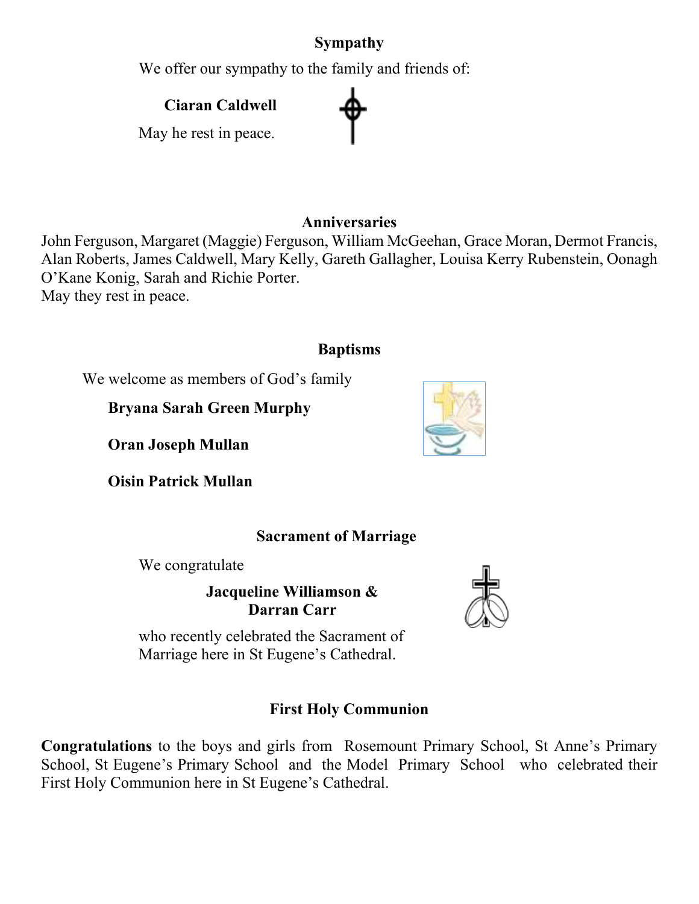## Sympathy

We offer our sympathy to the family and friends of:

**Ciaran Caldwell**

May he rest in peace.

## Anniversaries

John Ferguson, Margaret (Maggie) Ferguson, William McGeehan, Grace Moran, Dermot Francis, Alan Roberts, James Caldwell, Mary Kelly, Gareth Gallagher, Louisa Kerry Rubenstein, Oonagh O'Kane Konig, Sarah and Richie Porter.
May they rest in peace.

## Baptisms

We welcome as members of God's family

**Bryana Sarah Green Murphy**

**Oran Joseph Mullan**

**Oisin Patrick Mullan**

## Sacrament of Marriage

We congratulate

**Jacqueline Williamson & Darran Carr**

who recently celebrated the Sacrament of Marriage here in St Eugene's Cathedral.

## First Holy Communion

**Congratulations** to the boys and girls from Rosemount Primary School, St Anne's Primary School, St Eugene's Primary School and the Model Primary School who celebrated their First Holy Communion here in St Eugene's Cathedral.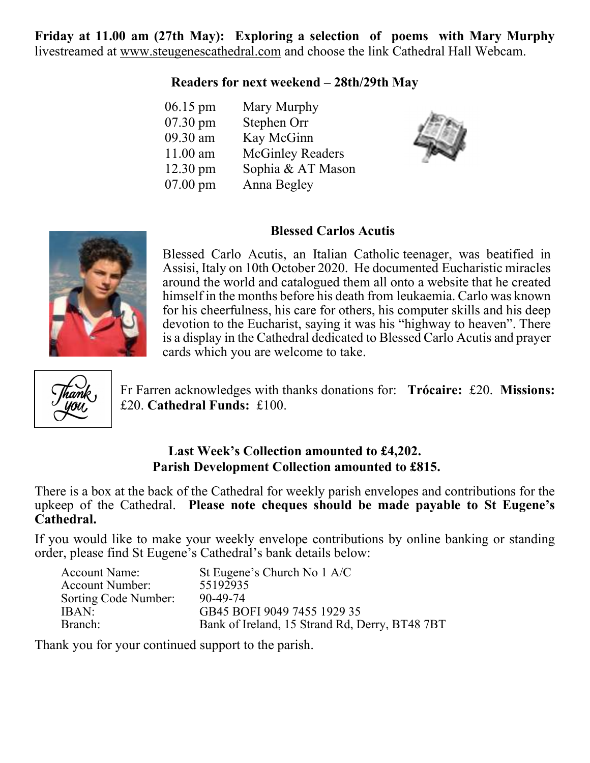**Friday at 11.00 am (27th May): Exploring a selection of poems with Mary Murphy** livestreamed at www.steugenescathedral.com and choose the link Cathedral Hall Webcam.

**Readers for next weekend – 28th/29th May**

| | |
|---|---|
| 06.15 pm | Mary Murphy |
| 07.30 pm | Stephen Orr |
| 09.30 am | Kay McGinn |
| 11.00 am | McGinley Readers |
| 12.30 pm | Sophia & AT Mason |
| 07.00 pm | Anna Begley |

**Blessed Carlos Acutis**

Blessed Carlo Acutis, an Italian Catholic teenager, was beatified in Assisi, Italy on 10th October 2020. He documented Eucharistic miracles around the world and catalogued them all onto a website that he created himself in the months before his death from leukaemia. Carlo was known for his cheerfulness, his care for others, his computer skills and his deep devotion to the Eucharist, saying it was his "highway to heaven". There is a display in the Cathedral dedicated to Blessed Carlo Acutis and prayer cards which you are welcome to take.

Fr Farren acknowledges with thanks donations for: **Trócaire:** £20. **Missions:** £20. **Cathedral Funds:** £100.

**Last Week's Collection amounted to £4,202.**
**Parish Development Collection amounted to £815.**

There is a box at the back of the Cathedral for weekly parish envelopes and contributions for the upkeep of the Cathedral. **Please note cheques should be made payable to St Eugene's Cathedral.**

If you would like to make your weekly envelope contributions by online banking or standing order, please find St Eugene's Cathedral's bank details below:

| | |
|---|---|
| Account Name: | St Eugene's Church No 1 A/C |
| Account Number: | 55192935 |
| Sorting Code Number: | 90-49-74 |
| IBAN: | GB45 BOFI 9049 7455 1929 35 |
| Branch: | Bank of Ireland, 15 Strand Rd, Derry, BT48 7BT |

Thank you for your continued support to the parish.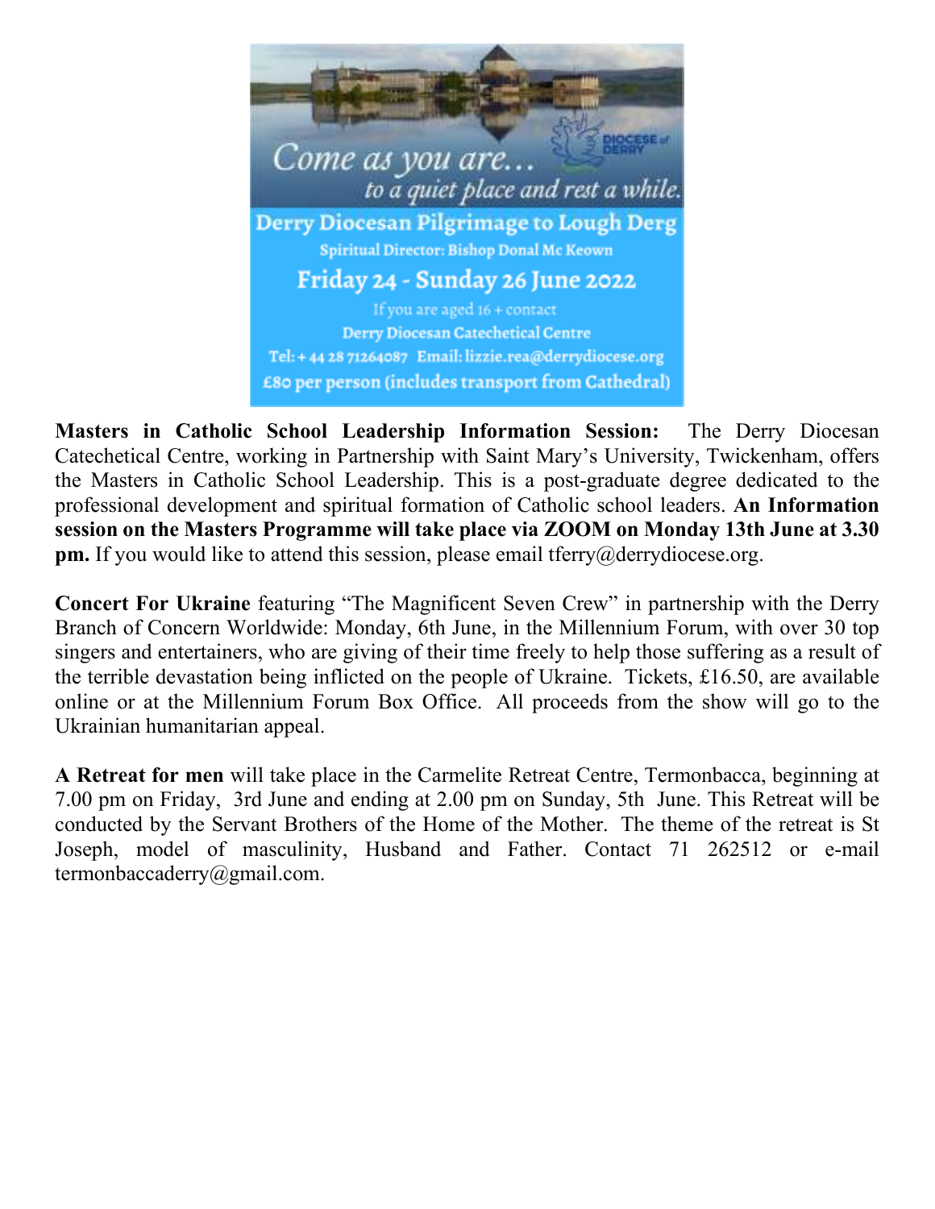Come as you are…
to a quiet place and rest a while.

**Derry Diocesan Pilgrimage to Lough Derg**

Spiritual Director: Bishop Donal Mc Keown

**Friday 24 - Sunday 26 June 2022**

If you are aged 16 + contact

Derry Diocesan Catechetical Centre

Tel: + 44 28 71264087 Email: lizzie.rea@derrydiocese.org

£80 per person (includes transport from Cathedral)

**Masters in Catholic School Leadership Information Session:** The Derry Diocesan Catechetical Centre, working in Partnership with Saint Mary's University, Twickenham, offers the Masters in Catholic School Leadership. This is a post-graduate degree dedicated to the professional development and spiritual formation of Catholic school leaders. **An Information session on the Masters Programme will take place via ZOOM on Monday 13th June at 3.30 pm.** If you would like to attend this session, please email tferry@derrydiocese.org.

**Concert For Ukraine** featuring "The Magnificent Seven Crew" in partnership with the Derry Branch of Concern Worldwide: Monday, 6th June, in the Millennium Forum, with over 30 top singers and entertainers, who are giving of their time freely to help those suffering as a result of the terrible devastation being inflicted on the people of Ukraine. Tickets, £16.50, are available online or at the Millennium Forum Box Office. All proceeds from the show will go to the Ukrainian humanitarian appeal.

**A Retreat for men** will take place in the Carmelite Retreat Centre, Termonbacca, beginning at 7.00 pm on Friday, 3rd June and ending at 2.00 pm on Sunday, 5th June. This Retreat will be conducted by the Servant Brothers of the Home of the Mother. The theme of the retreat is St Joseph, model of masculinity, Husband and Father. Contact 71 262512 or e-mail termonbaccaderry@gmail.com.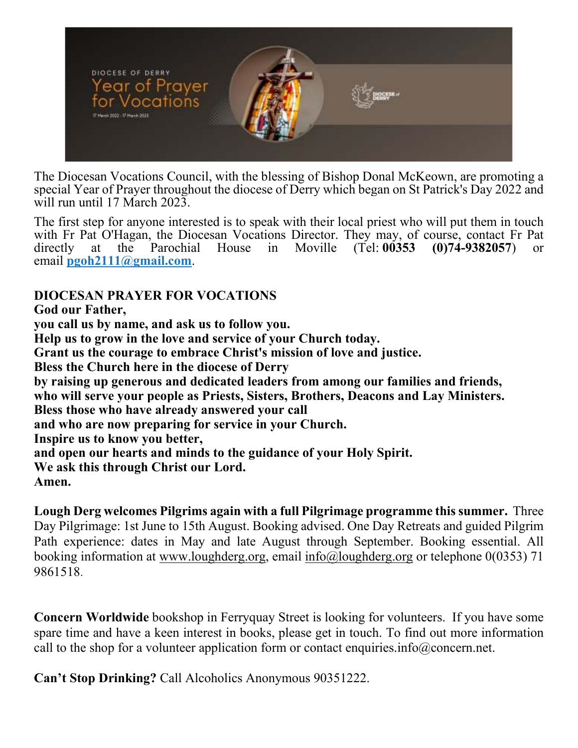The Diocesan Vocations Council, with the blessing of Bishop Donal McKeown, are promoting a special Year of Prayer throughout the diocese of Derry which began on St Patrick's Day 2022 and will run until 17 March 2023.

The first step for anyone interested is to speak with their local priest who will put them in touch with Fr Pat O'Hagan, the Diocesan Vocations Director. They may, of course, contact Fr Pat directly at the Parochial House in Moville (Tel: **00353 (0)74-9382057**) or email **pgoh2111@gmail.com**.

**DIOCESAN PRAYER FOR VOCATIONS**
**God our Father,**
**you call us by name, and ask us to follow you.**
**Help us to grow in the love and service of your Church today.**
**Grant us the courage to embrace Christ's mission of love and justice.**
**Bless the Church here in the diocese of Derry**
**by raising up generous and dedicated leaders from among our families and friends,**
**who will serve your people as Priests, Sisters, Brothers, Deacons and Lay Ministers.**
**Bless those who have already answered your call**
**and who are now preparing for service in your Church.**
**Inspire us to know you better,**
**and open our hearts and minds to the guidance of your Holy Spirit.**
**We ask this through Christ our Lord.**
**Amen.**

**Lough Derg welcomes Pilgrims again with a full Pilgrimage programme this summer.** Three Day Pilgrimage: 1st June to 15th August. Booking advised. One Day Retreats and guided Pilgrim Path experience: dates in May and late August through September. Booking essential. All booking information at www.loughderg.org, email info@loughderg.org or telephone 0(0353) 71 9861518.

**Concern Worldwide** bookshop in Ferryquay Street is looking for volunteers. If you have some spare time and have a keen interest in books, please get in touch. To find out more information call to the shop for a volunteer application form or contact enquiries.info@concern.net.

**Can't Stop Drinking?** Call Alcoholics Anonymous 90351222.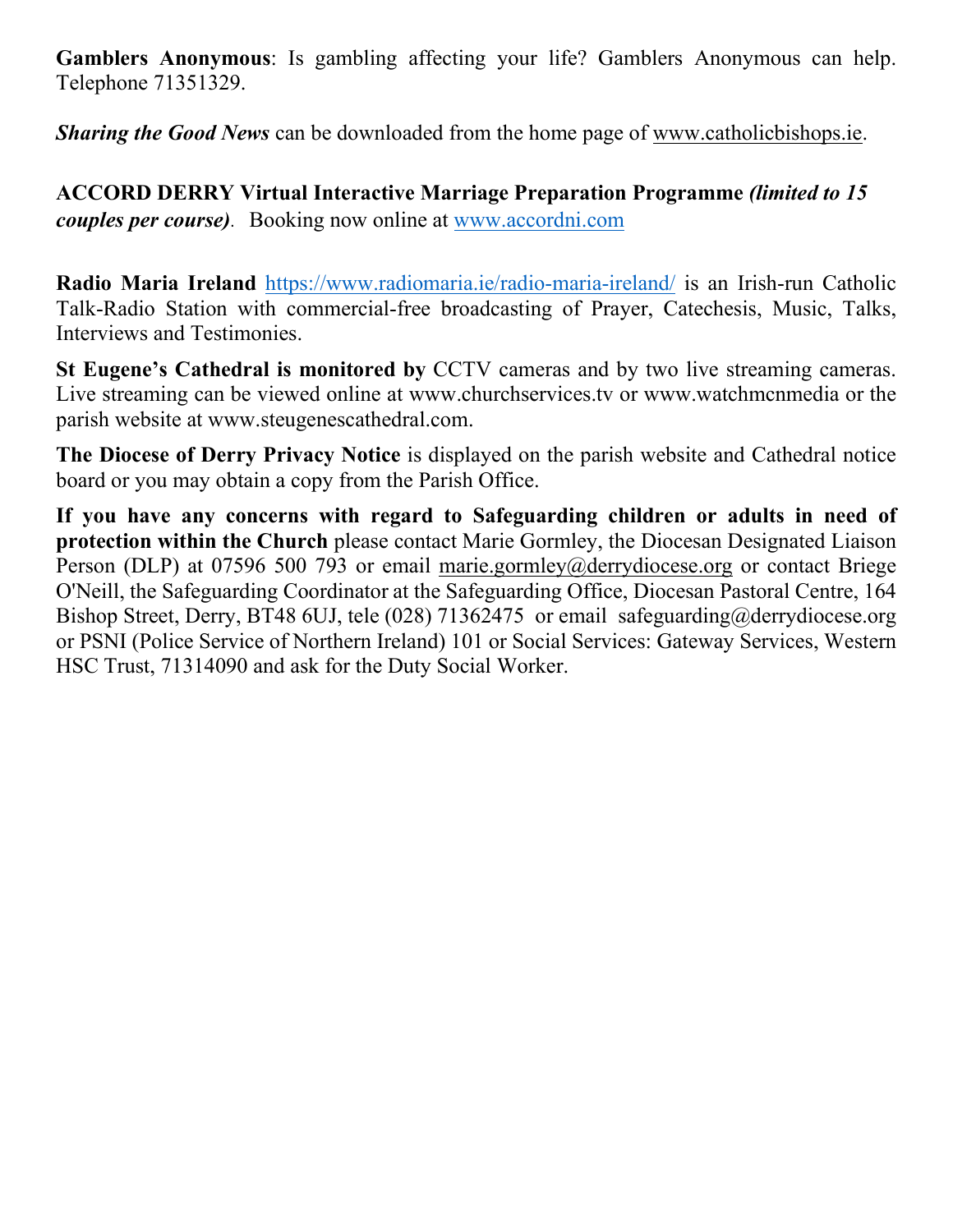**Gamblers Anonymous**: Is gambling affecting your life? Gamblers Anonymous can help. Telephone 71351329.

***Sharing the Good News*** can be downloaded from the home page of www.catholicbishops.ie.

**ACCORD DERRY Virtual Interactive Marriage Preparation Programme** ***(limited to 15 couples per course)***. Booking now online at www.accordni.com

**Radio Maria Ireland** https://www.radiomaria.ie/radio-maria-ireland/ is an Irish-run Catholic Talk-Radio Station with commercial-free broadcasting of Prayer, Catechesis, Music, Talks, Interviews and Testimonies.

**St Eugene's Cathedral is monitored by** CCTV cameras and by two live streaming cameras. Live streaming can be viewed online at www.churchservices.tv or www.watchmcnmedia or the parish website at www.steugenescathedral.com.

**The Diocese of Derry Privacy Notice** is displayed on the parish website and Cathedral notice board or you may obtain a copy from the Parish Office.

**If you have any concerns with regard to Safeguarding children or adults in need of protection within the Church** please contact Marie Gormley, the Diocesan Designated Liaison Person (DLP) at 07596 500 793 or email marie.gormley@derrydiocese.org or contact Briege O'Neill, the Safeguarding Coordinator at the Safeguarding Office, Diocesan Pastoral Centre, 164 Bishop Street, Derry, BT48 6UJ, tele (028) 71362475 or email safeguarding@derrydiocese.org or PSNI (Police Service of Northern Ireland) 101 or Social Services: Gateway Services, Western HSC Trust, 71314090 and ask for the Duty Social Worker.